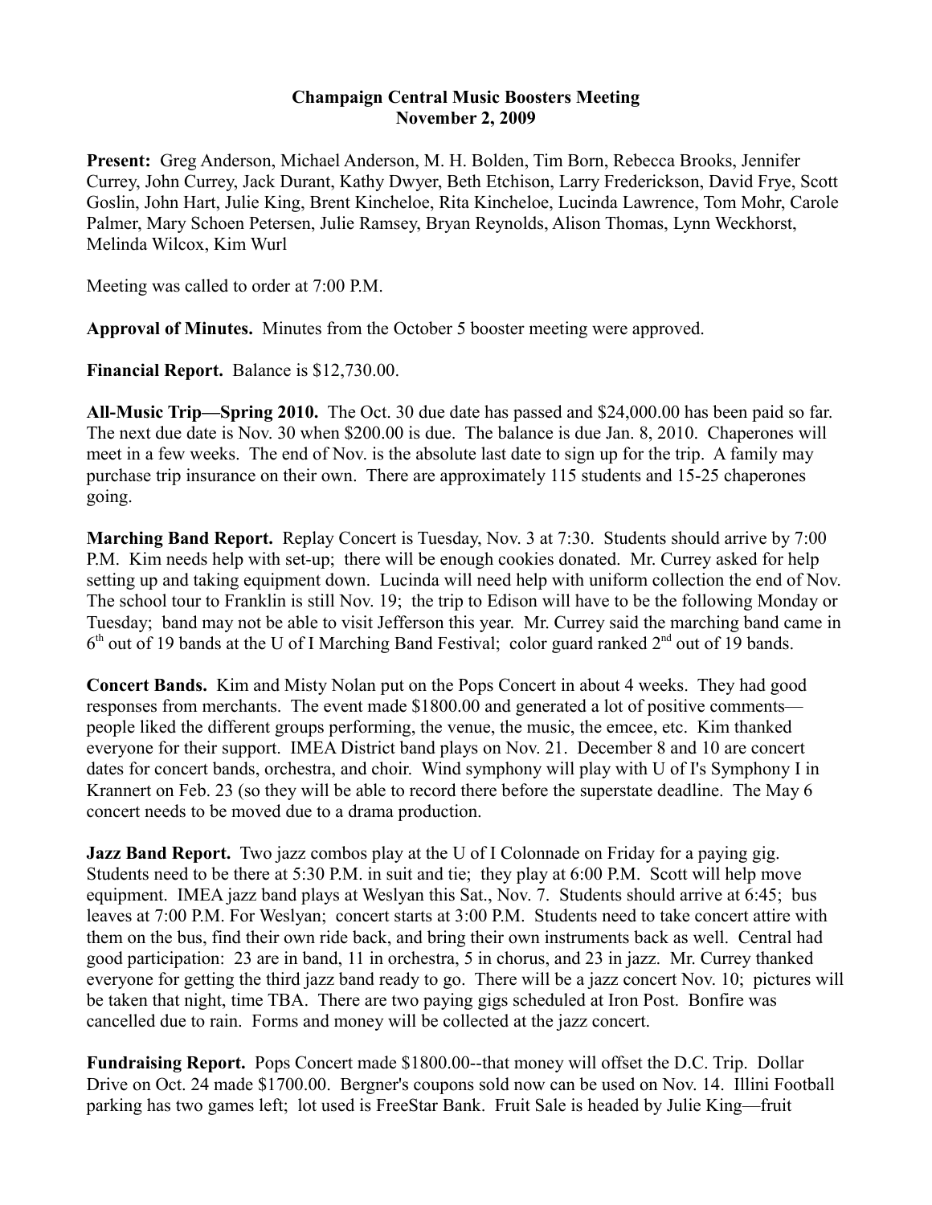**Champaign Central Music Boosters Meeting**
**November 2, 2009**

**Present:** Greg Anderson, Michael Anderson, M. H. Bolden, Tim Born, Rebecca Brooks, Jennifer Currey, John Currey, Jack Durant, Kathy Dwyer, Beth Etchison, Larry Frederickson, David Frye, Scott Goslin, John Hart, Julie King, Brent Kincheloe, Rita Kincheloe, Lucinda Lawrence, Tom Mohr, Carole Palmer, Mary Schoen Petersen, Julie Ramsey, Bryan Reynolds, Alison Thomas, Lynn Weckhorst, Melinda Wilcox, Kim Wurl

Meeting was called to order at 7:00 P.M.

**Approval of Minutes.** Minutes from the October 5 booster meeting were approved.

**Financial Report.** Balance is $12,730.00.

**All-Music Trip—Spring 2010.** The Oct. 30 due date has passed and $24,000.00 has been paid so far. The next due date is Nov. 30 when $200.00 is due. The balance is due Jan. 8, 2010. Chaperones will meet in a few weeks. The end of Nov. is the absolute last date to sign up for the trip. A family may purchase trip insurance on their own. There are approximately 115 students and 15-25 chaperones going.

**Marching Band Report.** Replay Concert is Tuesday, Nov. 3 at 7:30. Students should arrive by 7:00 P.M. Kim needs help with set-up; there will be enough cookies donated. Mr. Currey asked for help setting up and taking equipment down. Lucinda will need help with uniform collection the end of Nov. The school tour to Franklin is still Nov. 19; the trip to Edison will have to be the following Monday or Tuesday; band may not be able to visit Jefferson this year. Mr. Currey said the marching band came in 6th out of 19 bands at the U of I Marching Band Festival; color guard ranked 2nd out of 19 bands.

**Concert Bands.** Kim and Misty Nolan put on the Pops Concert in about 4 weeks. They had good responses from merchants. The event made $1800.00 and generated a lot of positive comments—people liked the different groups performing, the venue, the music, the emcee, etc. Kim thanked everyone for their support. IMEA District band plays on Nov. 21. December 8 and 10 are concert dates for concert bands, orchestra, and choir. Wind symphony will play with U of I's Symphony I in Krannert on Feb. 23 (so they will be able to record there before the superstate deadline. The May 6 concert needs to be moved due to a drama production.

**Jazz Band Report.** Two jazz combos play at the U of I Colonnade on Friday for a paying gig. Students need to be there at 5:30 P.M. in suit and tie; they play at 6:00 P.M. Scott will help move equipment. IMEA jazz band plays at Weslyan this Sat., Nov. 7. Students should arrive at 6:45; bus leaves at 7:00 P.M. For Weslyan; concert starts at 3:00 P.M. Students need to take concert attire with them on the bus, find their own ride back, and bring their own instruments back as well. Central had good participation: 23 are in band, 11 in orchestra, 5 in chorus, and 23 in jazz. Mr. Currey thanked everyone for getting the third jazz band ready to go. There will be a jazz concert Nov. 10; pictures will be taken that night, time TBA. There are two paying gigs scheduled at Iron Post. Bonfire was cancelled due to rain. Forms and money will be collected at the jazz concert.

**Fundraising Report.** Pops Concert made $1800.00--that money will offset the D.C. Trip. Dollar Drive on Oct. 24 made $1700.00. Bergner's coupons sold now can be used on Nov. 14. Illini Football parking has two games left; lot used is FreeStar Bank. Fruit Sale is headed by Julie King—fruit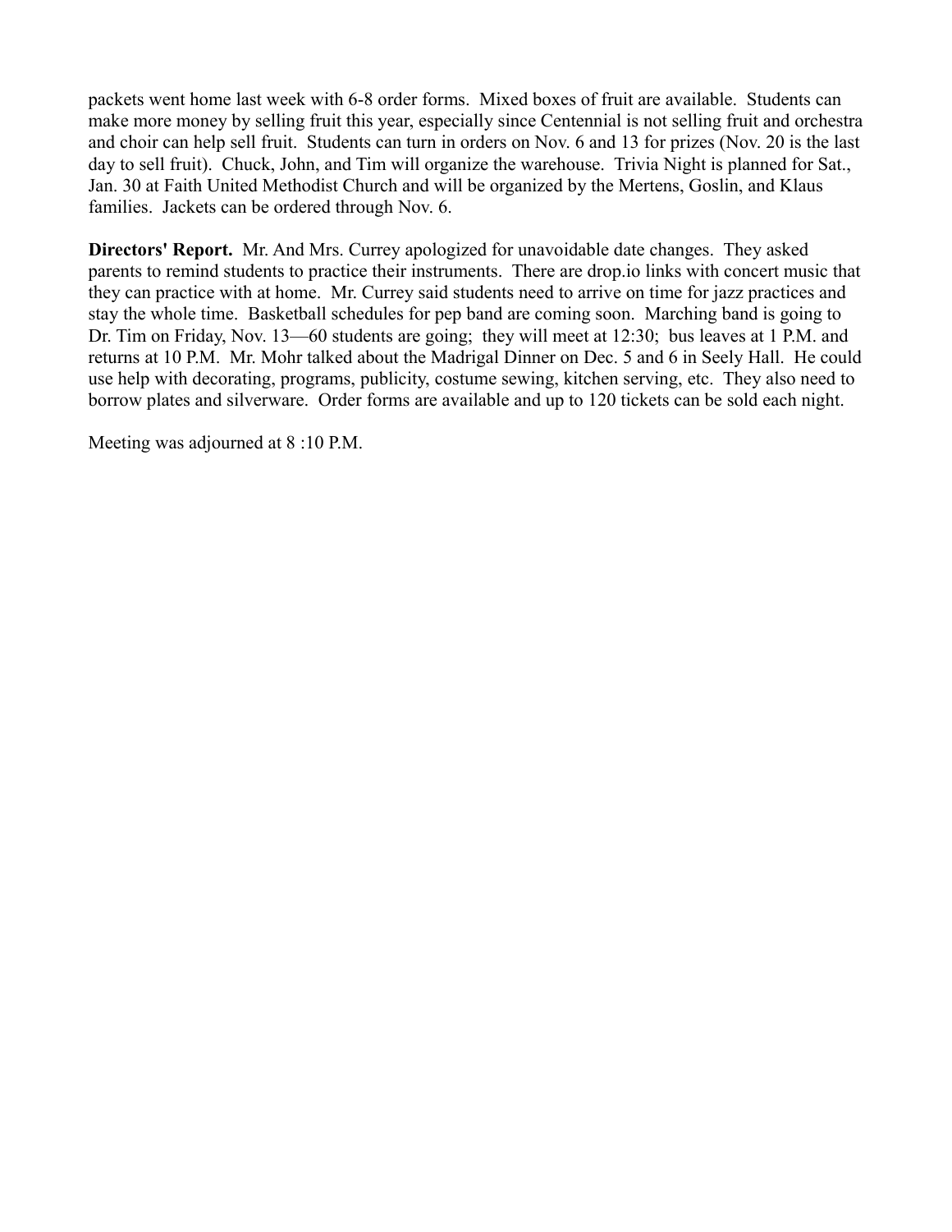packets went home last week with 6-8 order forms. Mixed boxes of fruit are available. Students can make more money by selling fruit this year, especially since Centennial is not selling fruit and orchestra and choir can help sell fruit. Students can turn in orders on Nov. 6 and 13 for prizes (Nov. 20 is the last day to sell fruit). Chuck, John, and Tim will organize the warehouse. Trivia Night is planned for Sat., Jan. 30 at Faith United Methodist Church and will be organized by the Mertens, Goslin, and Klaus families. Jackets can be ordered through Nov. 6.

**Directors' Report.** Mr. And Mrs. Currey apologized for unavoidable date changes. They asked parents to remind students to practice their instruments. There are drop.io links with concert music that they can practice with at home. Mr. Currey said students need to arrive on time for jazz practices and stay the whole time. Basketball schedules for pep band are coming soon. Marching band is going to Dr. Tim on Friday, Nov. 13—60 students are going; they will meet at 12:30; bus leaves at 1 P.M. and returns at 10 P.M. Mr. Mohr talked about the Madrigal Dinner on Dec. 5 and 6 in Seely Hall. He could use help with decorating, programs, publicity, costume sewing, kitchen serving, etc. They also need to borrow plates and silverware. Order forms are available and up to 120 tickets can be sold each night.

Meeting was adjourned at 8 :10 P.M.